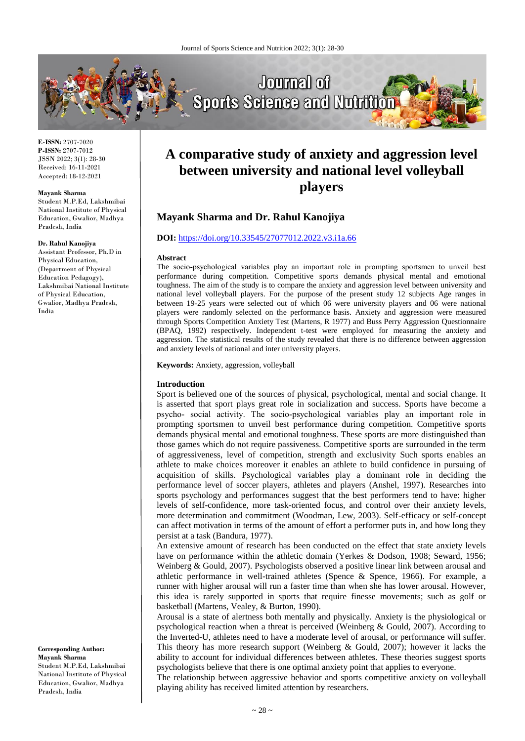**E-ISSN:** 2707-7020
**P-ISSN:** 2707-7012
JSSN 2022; 3(1): 28-30
Received: 16-11-2021
Accepted: 18-12-2021

**Mayank Sharma**
Student M.P.Ed, Lakshmibai National Institute of Physical Education, Gwalior, Madhya Pradesh, India

**Dr. Rahul Kanojiya**
Assistant Professor, Ph.D in Physical Education, (Department of Physical Education Pedagogy), Lakshmibai National Institute of Physical Education, Gwalior, Madhya Pradesh, India

**Corresponding Author:**
**Mayank Sharma**
Student M.P.Ed, Lakshmibai National Institute of Physical Education, Gwalior, Madhya Pradesh, India

# A comparative study of anxiety and aggression level between university and national level volleyball players

## Mayank Sharma and Dr. Rahul Kanojiya

**DOI:** https://doi.org/10.33545/27077012.2022.v3.i1a.66

#### Abstract

The socio-psychological variables play an important role in prompting sportsmen to unveil best performance during competition. Competitive sports demands physical mental and emotional toughness. The aim of the study is to compare the anxiety and aggression level between university and national level volleyball players. For the purpose of the present study 12 subjects Age ranges in between 19-25 years were selected out of which 06 were university players and 06 were national players were randomly selected on the performance basis. Anxiety and aggression were measured through Sports Competition Anxiety Test (Martens, R 1977) and Buss Perry Aggression Questionnaire (BPAQ, 1992) respectively. Independent t-test were employed for measuring the anxiety and aggression. The statistical results of the study revealed that there is no difference between aggression and anxiety levels of national and inter university players.

**Keywords:** Anxiety, aggression, volleyball

#### Introduction

Sport is believed one of the sources of physical, psychological, mental and social change. It is asserted that sport plays great role in socialization and success. Sports have become a psycho- social activity. The socio-psychological variables play an important role in prompting sportsmen to unveil best performance during competition. Competitive sports demands physical mental and emotional toughness. These sports are more distinguished than those games which do not require passiveness. Competitive sports are surrounded in the term of aggressiveness, level of competition, strength and exclusivity Such sports enables an athlete to make choices moreover it enables an athlete to build confidence in pursuing of acquisition of skills. Psychological variables play a dominant role in deciding the performance level of soccer players, athletes and players (Anshel, 1997). Researches into sports psychology and performances suggest that the best performers tend to have: higher levels of self-confidence, more task-oriented focus, and control over their anxiety levels, more determination and commitment (Woodman, Lew, 2003). Self-efficacy or self-concept can affect motivation in terms of the amount of effort a performer puts in, and how long they persist at a task (Bandura, 1977).

An extensive amount of research has been conducted on the effect that state anxiety levels have on performance within the athletic domain (Yerkes & Dodson, 1908; Seward, 1956; Weinberg & Gould, 2007). Psychologists observed a positive linear link between arousal and athletic performance in well-trained athletes (Spence & Spence, 1966). For example, a runner with higher arousal will run a faster time than when she has lower arousal. However, this idea is rarely supported in sports that require finesse movements; such as golf or basketball (Martens, Vealey, & Burton, 1990).

Arousal is a state of alertness both mentally and physically. Anxiety is the physiological or psychological reaction when a threat is perceived (Weinberg & Gould, 2007). According to the Inverted-U, athletes need to have a moderate level of arousal, or performance will suffer. This theory has more research support (Weinberg & Gould, 2007); however it lacks the ability to account for individual differences between athletes. These theories suggest sports psychologists believe that there is one optimal anxiety point that applies to everyone.

The relationship between aggressive behavior and sports competitive anxiety on volleyball playing ability has received limited attention by researchers.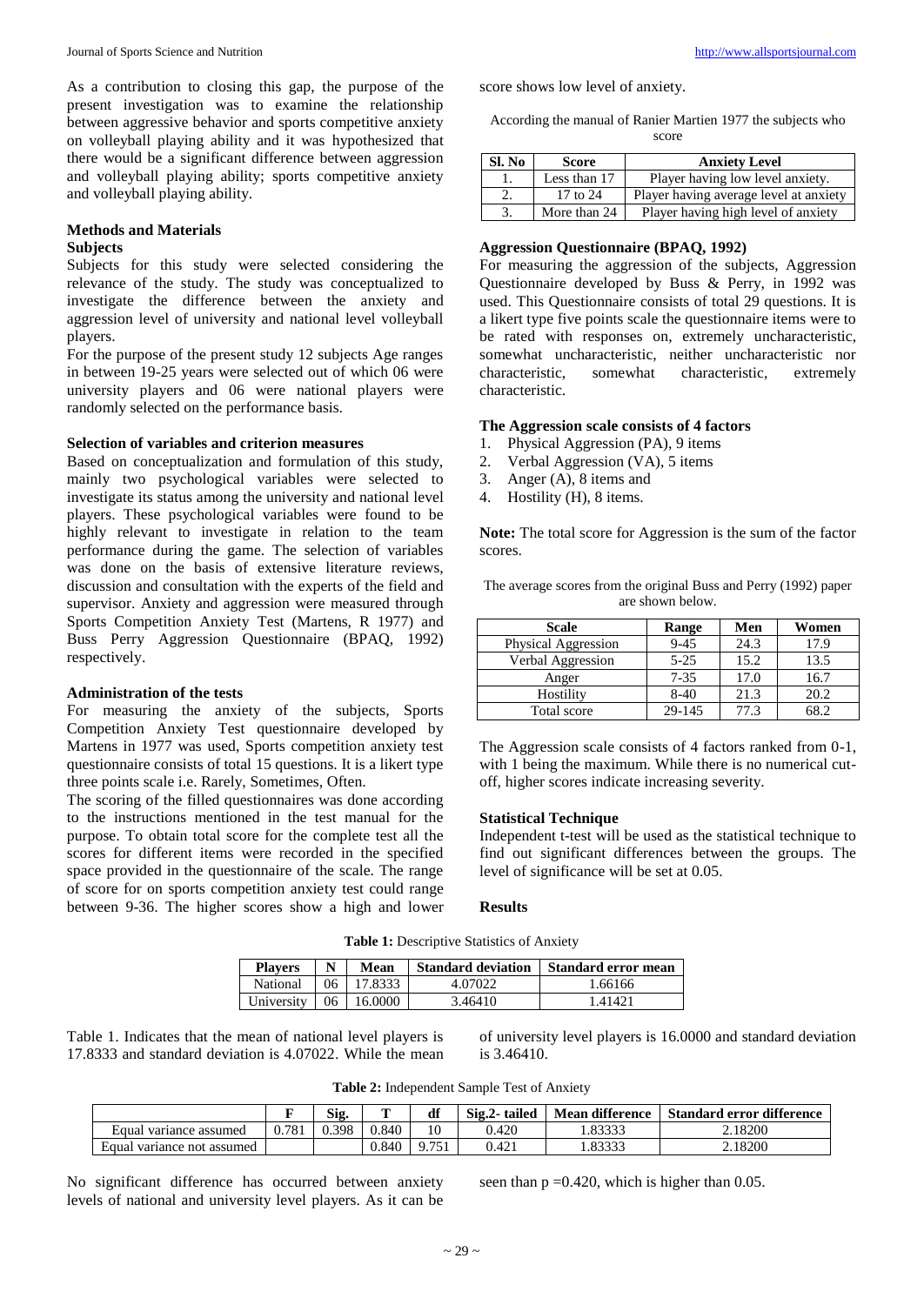As a contribution to closing this gap, the purpose of the present investigation was to examine the relationship between aggressive behavior and sports competitive anxiety on volleyball playing ability and it was hypothesized that there would be a significant difference between aggression and volleyball playing ability; sports competitive anxiety and volleyball playing ability.

## Methods and Materials

### Subjects

Subjects for this study were selected considering the relevance of the study. The study was conceptualized to investigate the difference between the anxiety and aggression level of university and national level volleyball players.

For the purpose of the present study 12 subjects Age ranges in between 19-25 years were selected out of which 06 were university players and 06 were national players were randomly selected on the performance basis.

### Selection of variables and criterion measures

Based on conceptualization and formulation of this study, mainly two psychological variables were selected to investigate its status among the university and national level players. These psychological variables were found to be highly relevant to investigate in relation to the team performance during the game. The selection of variables was done on the basis of extensive literature reviews, discussion and consultation with the experts of the field and supervisor. Anxiety and aggression were measured through Sports Competition Anxiety Test (Martens, R 1977) and Buss Perry Aggression Questionnaire (BPAQ, 1992) respectively.

### Administration of the tests

For measuring the anxiety of the subjects, Sports Competition Anxiety Test questionnaire developed by Martens in 1977 was used, Sports competition anxiety test questionnaire consists of total 15 questions. It is a likert type three points scale i.e. Rarely, Sometimes, Often.

The scoring of the filled questionnaires was done according to the instructions mentioned in the test manual for the purpose. To obtain total score for the complete test all the scores for different items were recorded in the specified space provided in the questionnaire of the scale. The range of score for on sports competition anxiety test could range between 9-36. The higher scores show a high and lower score shows low level of anxiety.

According the manual of Ranier Martien 1977 the subjects who score

| Sl. No | Score | Anxiety Level |
|---|---|---|
| 1. | Less than 17 | Player having low level anxiety. |
| 2. | 17 to 24 | Player having average level at anxiety |
| 3. | More than 24 | Player having high level of anxiety |

### Aggression Questionnaire (BPAQ, 1992)

For measuring the aggression of the subjects, Aggression Questionnaire developed by Buss & Perry, in 1992 was used. This Questionnaire consists of total 29 questions. It is a likert type five points scale the questionnaire items were to be rated with responses on, extremely uncharacteristic, somewhat uncharacteristic, neither uncharacteristic nor characteristic, somewhat characteristic, extremely characteristic.

### The Aggression scale consists of 4 factors

1. Physical Aggression (PA), 9 items
2. Verbal Aggression (VA), 5 items
3. Anger (A), 8 items and
4. Hostility (H), 8 items.

**Note:** The total score for Aggression is the sum of the factor scores.

The average scores from the original Buss and Perry (1992) paper are shown below.

| Scale | Range | Men | Women |
|---|---|---|---|
| Physical Aggression | 9-45 | 24.3 | 17.9 |
| Verbal Aggression | 5-25 | 15.2 | 13.5 |
| Anger | 7-35 | 17.0 | 16.7 |
| Hostility | 8-40 | 21.3 | 20.2 |
| Total score | 29-145 | 77.3 | 68.2 |

The Aggression scale consists of 4 factors ranked from 0-1, with 1 being the maximum. While there is no numerical cut-off, higher scores indicate increasing severity.

### Statistical Technique

Independent t-test will be used as the statistical technique to find out significant differences between the groups. The level of significance will be set at 0.05.

## Results

**Table 1:** Descriptive Statistics of Anxiety

| Players | N | Mean | Standard deviation | Standard error mean |
|---|---|---|---|---|
| National | 06 | 17.8333 | 4.07022 | 1.66166 |
| University | 06 | 16.0000 | 3.46410 | 1.41421 |

Table 1. Indicates that the mean of national level players is 17.8333 and standard deviation is 4.07022. While the mean of university level players is 16.0000 and standard deviation is 3.46410.

**Table 2:** Independent Sample Test of Anxiety

| | F | Sig. | T | df | Sig.2- tailed | Mean difference | Standard error difference |
|---|---|---|---|---|---|---|---|
| Equal variance assumed | 0.781 | 0.398 | 0.840 | 10 | 0.420 | 1.83333 | 2.18200 |
| Equal variance not assumed | | | 0.840 | 9.751 | 0.421 | 1.83333 | 2.18200 |

No significant difference has occurred between anxiety levels of national and university level players. As it can be seen than p =0.420, which is higher than 0.05.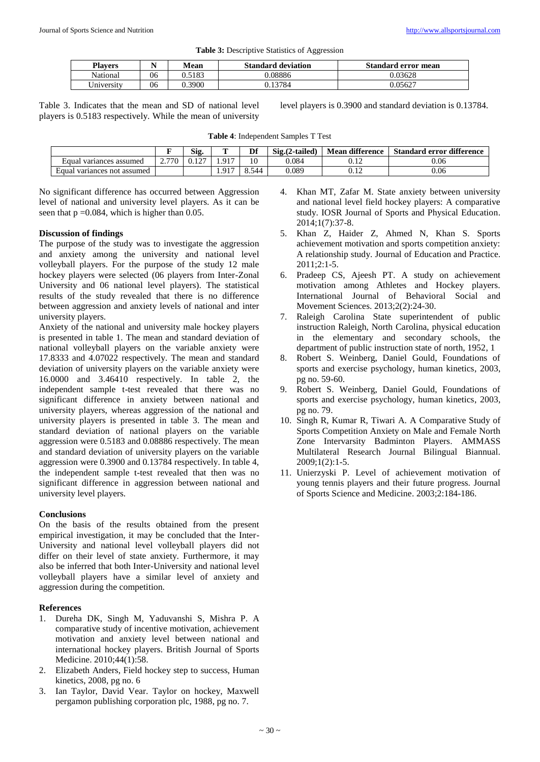**Table 3:** Descriptive Statistics of Aggression

| Players | N | Mean | Standard deviation | Standard error mean |
| --- | --- | --- | --- | --- |
| National | 06 | 0.5183 | 0.08886 | 0.03628 |
| University | 06 | 0.3900 | 0.13784 | 0.05627 |

Table 3. Indicates that the mean and SD of national level players is 0.5183 respectively. While the mean of university level players is 0.3900 and standard deviation is 0.13784.

**Table 4**: Independent Samples T Test

| | F | Sig. | T | Df | Sig.(2-tailed) | Mean difference | Standard error difference |
| --- | --- | --- | --- | --- | --- | --- | --- |
| Equal variances assumed | 2.770 | 0.127 | 1.917 | 10 | 0.084 | 0.12 | 0.06 |
| Equal variances not assumed | | | 1.917 | 8.544 | 0.089 | 0.12 | 0.06 |

No significant difference has occurred between Aggression level of national and university level players. As it can be seen that p =0.084, which is higher than 0.05.

### Discussion of findings

The purpose of the study was to investigate the aggression and anxiety among the university and national level volleyball players. For the purpose of the study 12 male hockey players were selected (06 players from Inter-Zonal University and 06 national level players). The statistical results of the study revealed that there is no difference between aggression and anxiety levels of national and inter university players.

Anxiety of the national and university male hockey players is presented in table 1. The mean and standard deviation of national volleyball players on the variable anxiety were 17.8333 and 4.07022 respectively. The mean and standard deviation of university players on the variable anxiety were 16.0000 and 3.46410 respectively. In table 2, the independent sample t-test revealed that there was no significant difference in anxiety between national and university players, whereas aggression of the national and university players is presented in table 3. The mean and standard deviation of national players on the variable aggression were 0.5183 and 0.08886 respectively. The mean and standard deviation of university players on the variable aggression were 0.3900 and 0.13784 respectively. In table 4, the independent sample t-test revealed that then was no significant difference in aggression between national and university level players.

### Conclusions

On the basis of the results obtained from the present empirical investigation, it may be concluded that the Inter-University and national level volleyball players did not differ on their level of state anxiety. Furthermore, it may also be inferred that both Inter-University and national level volleyball players have a similar level of anxiety and aggression during the competition.

### References

1. Dureha DK, Singh M, Yaduvanshi S, Mishra P. A comparative study of incentive motivation, achievement motivation and anxiety level between national and international hockey players. British Journal of Sports Medicine. 2010;44(1):58.
2. Elizabeth Anders, Field hockey step to success, Human kinetics, 2008, pg no. 6
3. Ian Taylor, David Vear. Taylor on hockey, Maxwell pergamon publishing corporation plc, 1988, pg no. 7.
4. Khan MT, Zafar M. State anxiety between university and national level field hockey players: A comparative study. IOSR Journal of Sports and Physical Education. 2014;1(7):37-8.
5. Khan Z, Haider Z, Ahmed N, Khan S. Sports achievement motivation and sports competition anxiety: A relationship study. Journal of Education and Practice. 2011;2:1-5.
6. Pradeep CS, Ajeesh PT. A study on achievement motivation among Athletes and Hockey players. International Journal of Behavioral Social and Movement Sciences. 2013;2(2):24-30.
7. Raleigh Carolina State superintendent of public instruction Raleigh, North Carolina, physical education in the elementary and secondary schools, the department of public instruction state of north, 1952, 1
8. Robert S. Weinberg, Daniel Gould, Foundations of sports and exercise psychology, human kinetics, 2003, pg no. 59-60.
9. Robert S. Weinberg, Daniel Gould, Foundations of sports and exercise psychology, human kinetics, 2003, pg no. 79.
10. Singh R, Kumar R, Tiwari A. A Comparative Study of Sports Competition Anxiety on Male and Female North Zone Intervarsity Badminton Players. AMMASS Multilateral Research Journal Bilingual Biannual. 2009;1(2):1-5.
11. Unierzyski P. Level of achievement motivation of young tennis players and their future progress. Journal of Sports Science and Medicine. 2003;2:184-186.